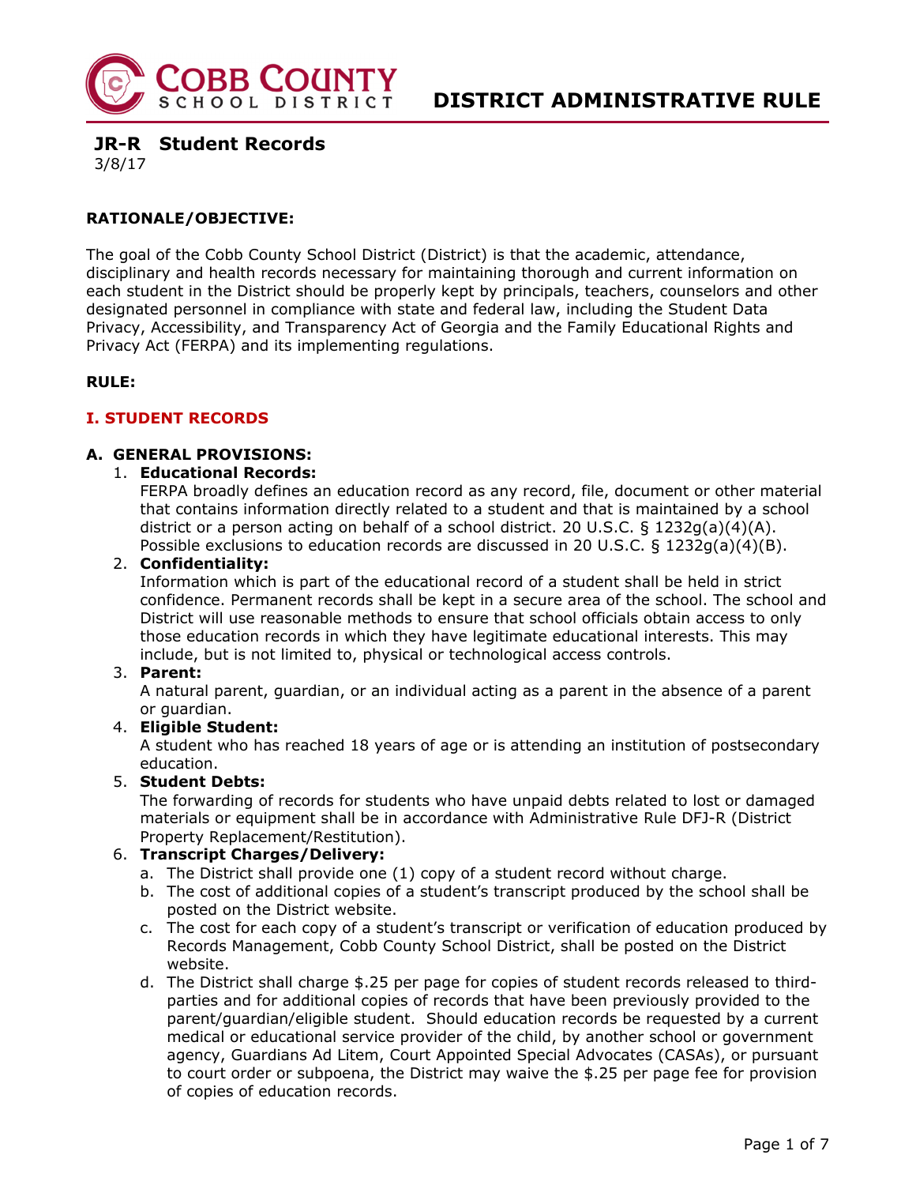# DISTRICT ADMINISTRATIVE RULE

## JR-R Student Records

3/8/17

**RATIONALE/OBJECTIVE:**

The goal of the Cobb County School District (District) is that the academic, attendance, disciplinary and health records necessary for maintaining thorough and current information on each student in the District should be properly kept by principals, teachers, counselors and other designated personnel in compliance with state and federal law, including the Student Data Privacy, Accessibility, and Transparency Act of Georgia and the Family Educational Rights and Privacy Act (FERPA) and its implementing regulations.

**RULE:**

### I. STUDENT RECORDS

#### A. GENERAL PROVISIONS:

1. **Educational Records:**
   FERPA broadly defines an education record as any record, file, document or other material that contains information directly related to a student and that is maintained by a school district or a person acting on behalf of a school district. 20 U.S.C. § 1232g(a)(4)(A). Possible exclusions to education records are discussed in 20 U.S.C. § 1232g(a)(4)(B).
2. **Confidentiality:**
   Information which is part of the educational record of a student shall be held in strict confidence. Permanent records shall be kept in a secure area of the school. The school and District will use reasonable methods to ensure that school officials obtain access to only those education records in which they have legitimate educational interests. This may include, but is not limited to, physical or technological access controls.
3. **Parent:**
   A natural parent, guardian, or an individual acting as a parent in the absence of a parent or guardian.
4. **Eligible Student:**
   A student who has reached 18 years of age or is attending an institution of postsecondary education.
5. **Student Debts:**
   The forwarding of records for students who have unpaid debts related to lost or damaged materials or equipment shall be in accordance with Administrative Rule DFJ-R (District Property Replacement/Restitution).
6. **Transcript Charges/Delivery:**
   a. The District shall provide one (1) copy of a student record without charge.
   b. The cost of additional copies of a student's transcript produced by the school shall be posted on the District website.
   c. The cost for each copy of a student's transcript or verification of education produced by Records Management, Cobb County School District, shall be posted on the District website.
   d. The District shall charge $.25 per page for copies of student records released to third-parties and for additional copies of records that have been previously provided to the parent/guardian/eligible student. Should education records be requested by a current medical or educational service provider of the child, by another school or government agency, Guardians Ad Litem, Court Appointed Special Advocates (CASAs), or pursuant to court order or subpoena, the District may waive the $.25 per page fee for provision of copies of education records.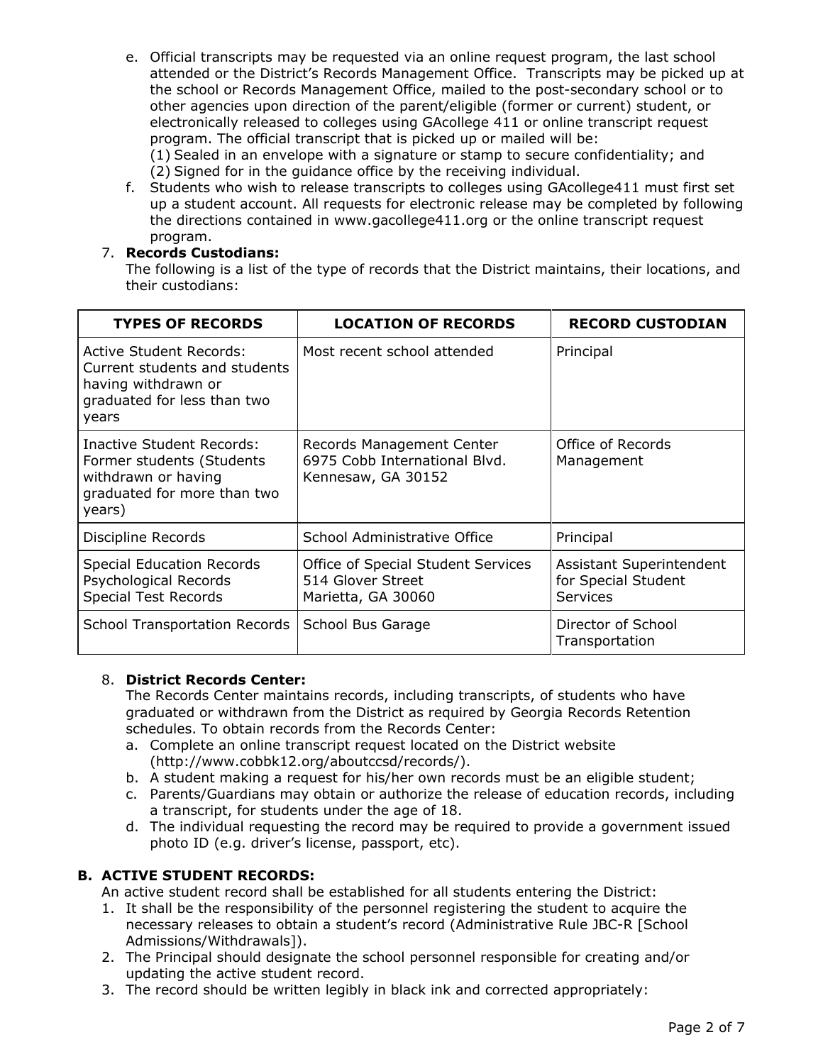e. Official transcripts may be requested via an online request program, the last school attended or the District's Records Management Office. Transcripts may be picked up at the school or Records Management Office, mailed to the post-secondary school or to other agencies upon direction of the parent/eligible (former or current) student, or electronically released to colleges using GAcollege 411 or online transcript request program. The official transcript that is picked up or mailed will be:
   (1) Sealed in an envelope with a signature or stamp to secure confidentiality; and
   (2) Signed for in the guidance office by the receiving individual.
f. Students who wish to release transcripts to colleges using GAcollege411 must first set up a student account. All requests for electronic release may be completed by following the directions contained in www.gacollege411.org or the online transcript request program.

7. **Records Custodians:**
   The following is a list of the type of records that the District maintains, their locations, and their custodians:

| TYPES OF RECORDS | LOCATION OF RECORDS | RECORD CUSTODIAN |
|---|---|---|
| Active Student Records: Current students and students having withdrawn or graduated for less than two years | Most recent school attended | Principal |
| Inactive Student Records: Former students (Students withdrawn or having graduated for more than two years) | Records Management Center<br>6975 Cobb International Blvd.<br>Kennesaw, GA 30152 | Office of Records Management |
| Discipline Records | School Administrative Office | Principal |
| Special Education Records<br>Psychological Records<br>Special Test Records | Office of Special Student Services<br>514 Glover Street<br>Marietta, GA 30060 | Assistant Superintendent for Special Student Services |
| School Transportation Records | School Bus Garage | Director of School Transportation |

8. **District Records Center:**
   The Records Center maintains records, including transcripts, of students who have graduated or withdrawn from the District as required by Georgia Records Retention schedules. To obtain records from the Records Center:
   a. Complete an online transcript request located on the District website (http://www.cobbk12.org/aboutccsd/records/).
   b. A student making a request for his/her own records must be an eligible student;
   c. Parents/Guardians may obtain or authorize the release of education records, including a transcript, for students under the age of 18.
   d. The individual requesting the record may be required to provide a government issued photo ID (e.g. driver's license, passport, etc).

**B. ACTIVE STUDENT RECORDS:**

An active student record shall be established for all students entering the District:

1. It shall be the responsibility of the personnel registering the student to acquire the necessary releases to obtain a student's record (Administrative Rule JBC-R [School Admissions/Withdrawals]).
2. The Principal should designate the school personnel responsible for creating and/or updating the active student record.
3. The record should be written legibly in black ink and corrected appropriately: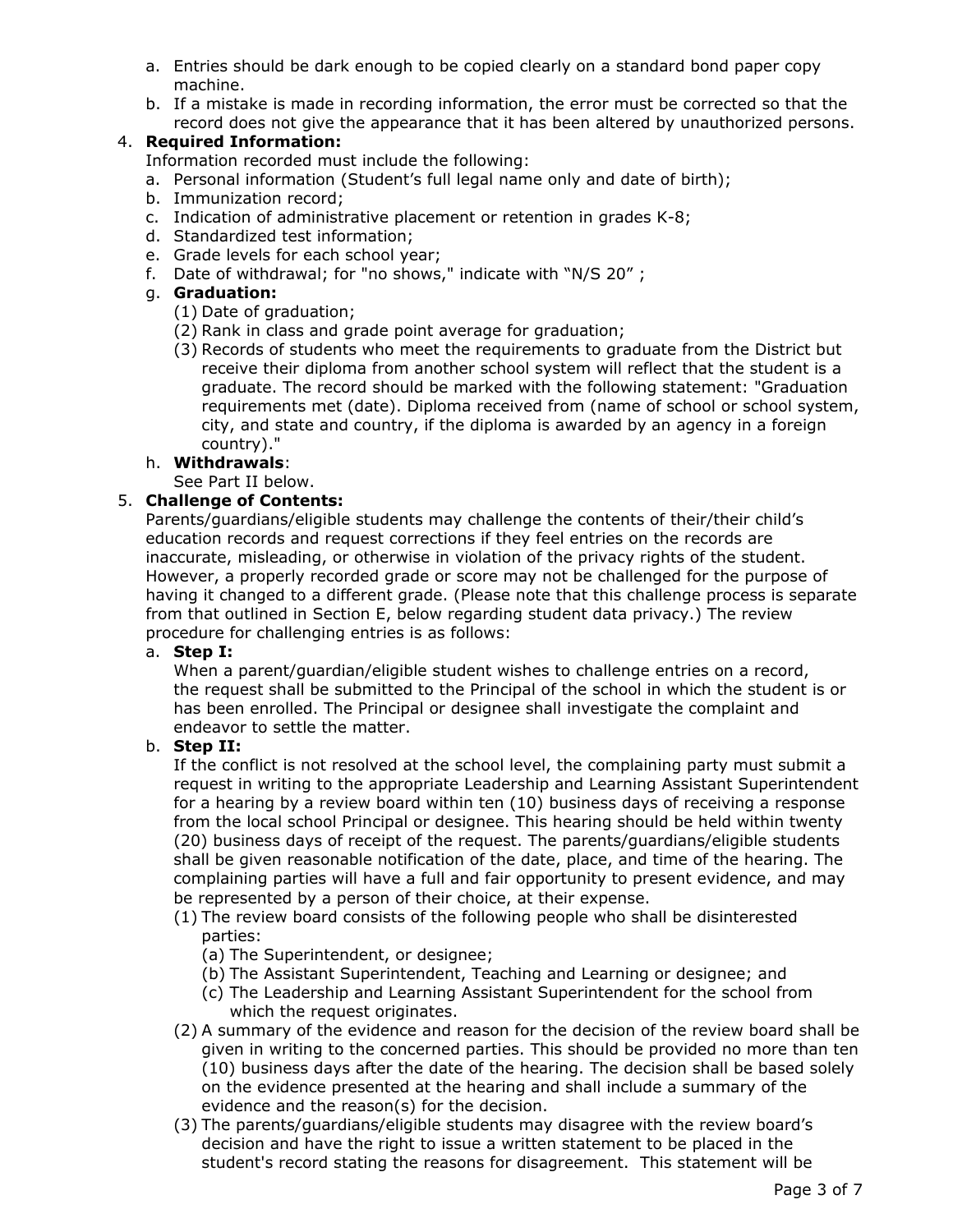a. Entries should be dark enough to be copied clearly on a standard bond paper copy machine.
b. If a mistake is made in recording information, the error must be corrected so that the record does not give the appearance that it has been altered by unauthorized persons.

4. **Required Information:**
   Information recorded must include the following:
   a. Personal information (Student's full legal name only and date of birth);
   b. Immunization record;
   c. Indication of administrative placement or retention in grades K-8;
   d. Standardized test information;
   e. Grade levels for each school year;
   f. Date of withdrawal; for "no shows," indicate with "N/S 20" ;
   g. **Graduation:**
      (1) Date of graduation;
      (2) Rank in class and grade point average for graduation;
      (3) Records of students who meet the requirements to graduate from the District but receive their diploma from another school system will reflect that the student is a graduate. The record should be marked with the following statement: "Graduation requirements met (date). Diploma received from (name of school or school system, city, and state and country, if the diploma is awarded by an agency in a foreign country)."
   h. **Withdrawals**:
      See Part II below.

5. **Challenge of Contents:**
   Parents/guardians/eligible students may challenge the contents of their/their child's education records and request corrections if they feel entries on the records are inaccurate, misleading, or otherwise in violation of the privacy rights of the student. However, a properly recorded grade or score may not be challenged for the purpose of having it changed to a different grade. (Please note that this challenge process is separate from that outlined in Section E, below regarding student data privacy.) The review procedure for challenging entries is as follows:
   a. **Step I:**
      When a parent/guardian/eligible student wishes to challenge entries on a record, the request shall be submitted to the Principal of the school in which the student is or has been enrolled. The Principal or designee shall investigate the complaint and endeavor to settle the matter.
   b. **Step II:**
      If the conflict is not resolved at the school level, the complaining party must submit a request in writing to the appropriate Leadership and Learning Assistant Superintendent for a hearing by a review board within ten (10) business days of receiving a response from the local school Principal or designee. This hearing should be held within twenty (20) business days of receipt of the request. The parents/guardians/eligible students shall be given reasonable notification of the date, place, and time of the hearing. The complaining parties will have a full and fair opportunity to present evidence, and may be represented by a person of their choice, at their expense.
      (1) The review board consists of the following people who shall be disinterested parties:
         (a) The Superintendent, or designee;
         (b) The Assistant Superintendent, Teaching and Learning or designee; and
         (c) The Leadership and Learning Assistant Superintendent for the school from which the request originates.
      (2) A summary of the evidence and reason for the decision of the review board shall be given in writing to the concerned parties. This should be provided no more than ten (10) business days after the date of the hearing. The decision shall be based solely on the evidence presented at the hearing and shall include a summary of the evidence and the reason(s) for the decision.
      (3) The parents/guardians/eligible students may disagree with the review board's decision and have the right to issue a written statement to be placed in the student's record stating the reasons for disagreement. This statement will be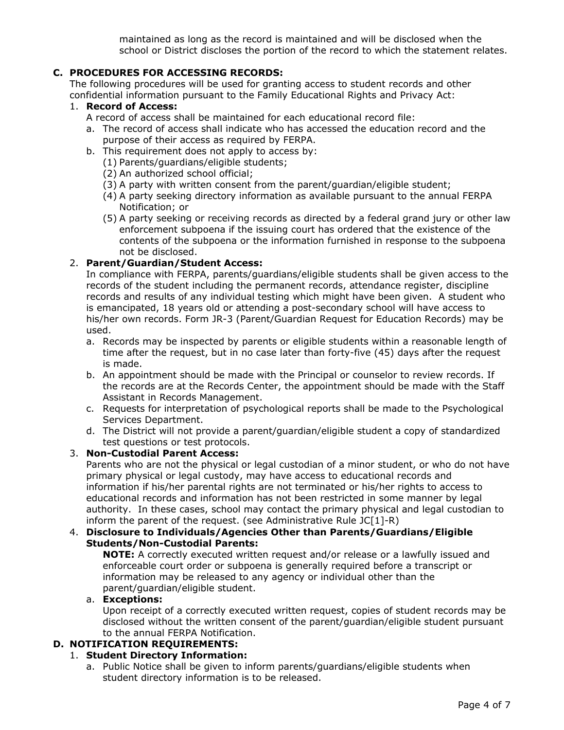maintained as long as the record is maintained and will be disclosed when the school or District discloses the portion of the record to which the statement relates.

## C. PROCEDURES FOR ACCESSING RECORDS:

The following procedures will be used for granting access to student records and other confidential information pursuant to the Family Educational Rights and Privacy Act:

1. **Record of Access:**
   A record of access shall be maintained for each educational record file:
   a. The record of access shall indicate who has accessed the education record and the purpose of their access as required by FERPA.
   b. This requirement does not apply to access by:
      (1) Parents/guardians/eligible students;
      (2) An authorized school official;
      (3) A party with written consent from the parent/guardian/eligible student;
      (4) A party seeking directory information as available pursuant to the annual FERPA Notification; or
      (5) A party seeking or receiving records as directed by a federal grand jury or other law enforcement subpoena if the issuing court has ordered that the existence of the contents of the subpoena or the information furnished in response to the subpoena not be disclosed.

2. **Parent/Guardian/Student Access:**
   In compliance with FERPA, parents/guardians/eligible students shall be given access to the records of the student including the permanent records, attendance register, discipline records and results of any individual testing which might have been given. A student who is emancipated, 18 years old or attending a post-secondary school will have access to his/her own records. Form JR-3 (Parent/Guardian Request for Education Records) may be used.
   a. Records may be inspected by parents or eligible students within a reasonable length of time after the request, but in no case later than forty-five (45) days after the request is made.
   b. An appointment should be made with the Principal or counselor to review records. If the records are at the Records Center, the appointment should be made with the Staff Assistant in Records Management.
   c. Requests for interpretation of psychological reports shall be made to the Psychological Services Department.
   d. The District will not provide a parent/guardian/eligible student a copy of standardized test questions or test protocols.

3. **Non-Custodial Parent Access:**
   Parents who are not the physical or legal custodian of a minor student, or who do not have primary physical or legal custody, may have access to educational records and information if his/her parental rights are not terminated or his/her rights to access to educational records and information has not been restricted in some manner by legal authority. In these cases, school may contact the primary physical and legal custodian to inform the parent of the request. (see Administrative Rule JC[1]-R)

4. **Disclosure to Individuals/Agencies Other than Parents/Guardians/Eligible Students/Non-Custodial Parents:**
   **NOTE:** A correctly executed written request and/or release or a lawfully issued and enforceable court order or subpoena is generally required before a transcript or information may be released to any agency or individual other than the parent/guardian/eligible student.
   a. **Exceptions:**
      Upon receipt of a correctly executed written request, copies of student records may be disclosed without the written consent of the parent/guardian/eligible student pursuant to the annual FERPA Notification.

## D. NOTIFICATION REQUIREMENTS:

1. **Student Directory Information:**
   a. Public Notice shall be given to inform parents/guardians/eligible students when student directory information is to be released.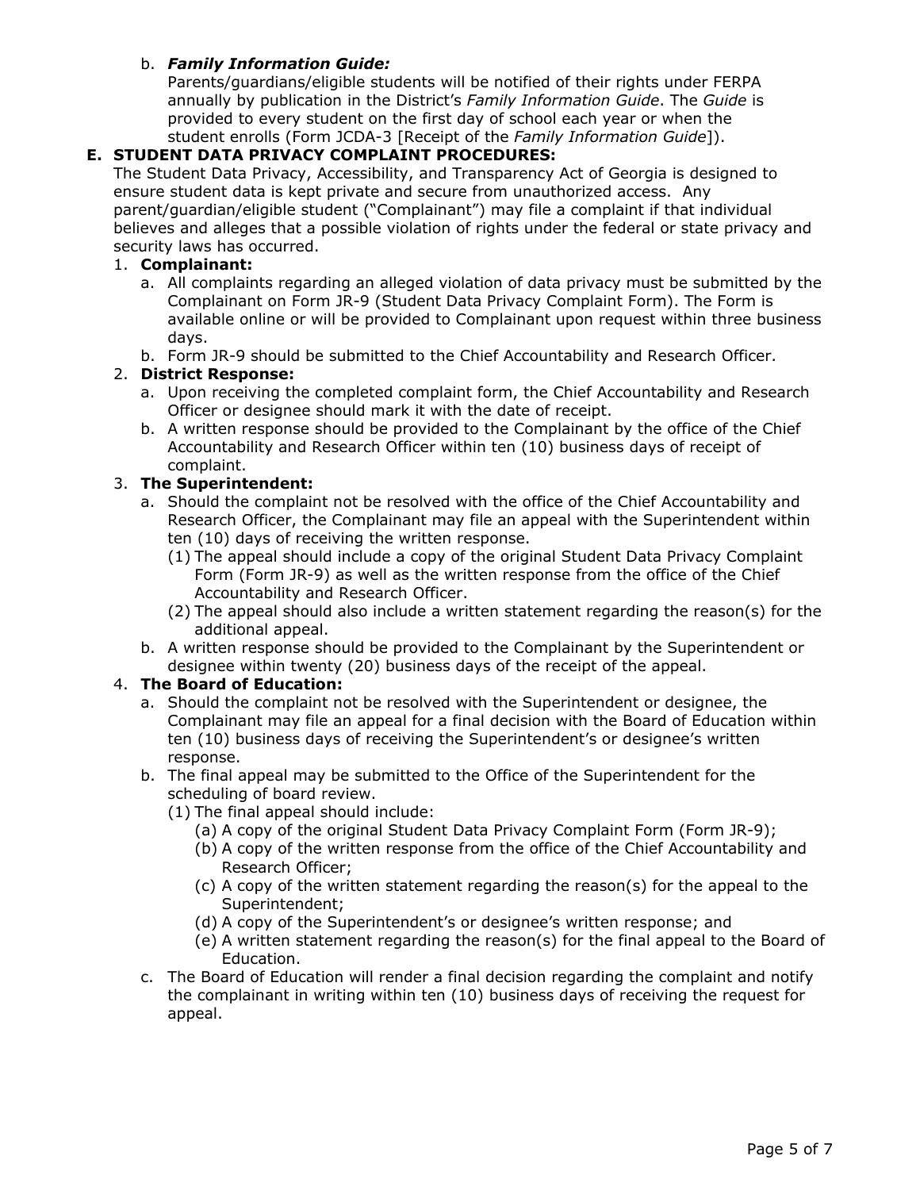b. ***Family Information Guide:***
   Parents/guardians/eligible students will be notified of their rights under FERPA annually by publication in the District's *Family Information Guide*. The *Guide* is provided to every student on the first day of school each year or when the student enrolls (Form JCDA-3 [Receipt of the *Family Information Guide*]).

## E. STUDENT DATA PRIVACY COMPLAINT PROCEDURES:

The Student Data Privacy, Accessibility, and Transparency Act of Georgia is designed to ensure student data is kept private and secure from unauthorized access. Any parent/guardian/eligible student ("Complainant") may file a complaint if that individual believes and alleges that a possible violation of rights under the federal or state privacy and security laws has occurred.

1. **Complainant:**
   a. All complaints regarding an alleged violation of data privacy must be submitted by the Complainant on Form JR-9 (Student Data Privacy Complaint Form). The Form is available online or will be provided to Complainant upon request within three business days.
   b. Form JR-9 should be submitted to the Chief Accountability and Research Officer.
2. **District Response:**
   a. Upon receiving the completed complaint form, the Chief Accountability and Research Officer or designee should mark it with the date of receipt.
   b. A written response should be provided to the Complainant by the office of the Chief Accountability and Research Officer within ten (10) business days of receipt of complaint.
3. **The Superintendent:**
   a. Should the complaint not be resolved with the office of the Chief Accountability and Research Officer, the Complainant may file an appeal with the Superintendent within ten (10) days of receiving the written response.
      (1) The appeal should include a copy of the original Student Data Privacy Complaint Form (Form JR-9) as well as the written response from the office of the Chief Accountability and Research Officer.
      (2) The appeal should also include a written statement regarding the reason(s) for the additional appeal.
   b. A written response should be provided to the Complainant by the Superintendent or designee within twenty (20) business days of the receipt of the appeal.
4. **The Board of Education:**
   a. Should the complaint not be resolved with the Superintendent or designee, the Complainant may file an appeal for a final decision with the Board of Education within ten (10) business days of receiving the Superintendent's or designee's written response.
   b. The final appeal may be submitted to the Office of the Superintendent for the scheduling of board review.
      (1) The final appeal should include:
         (a) A copy of the original Student Data Privacy Complaint Form (Form JR-9);
         (b) A copy of the written response from the office of the Chief Accountability and Research Officer;
         (c) A copy of the written statement regarding the reason(s) for the appeal to the Superintendent;
         (d) A copy of the Superintendent's or designee's written response; and
         (e) A written statement regarding the reason(s) for the final appeal to the Board of Education.
   c. The Board of Education will render a final decision regarding the complaint and notify the complainant in writing within ten (10) business days of receiving the request for appeal.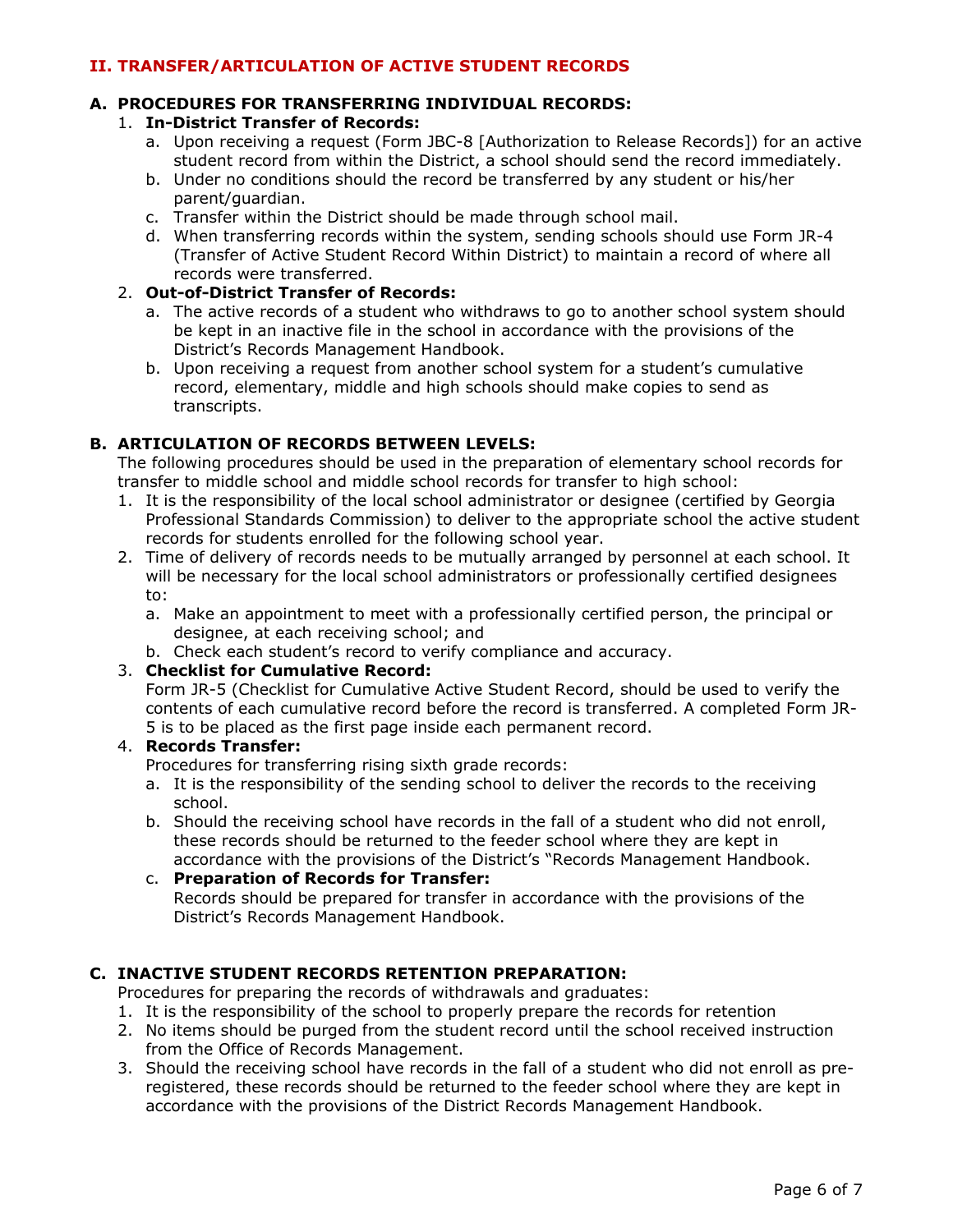## II. TRANSFER/ARTICULATION OF ACTIVE STUDENT RECORDS

### A. PROCEDURES FOR TRANSFERRING INDIVIDUAL RECORDS:

1. **In-District Transfer of Records:**
   a. Upon receiving a request (Form JBC-8 [Authorization to Release Records]) for an active student record from within the District, a school should send the record immediately.
   b. Under no conditions should the record be transferred by any student or his/her parent/guardian.
   c. Transfer within the District should be made through school mail.
   d. When transferring records within the system, sending schools should use Form JR-4 (Transfer of Active Student Record Within District) to maintain a record of where all records were transferred.
2. **Out-of-District Transfer of Records:**
   a. The active records of a student who withdraws to go to another school system should be kept in an inactive file in the school in accordance with the provisions of the District's Records Management Handbook.
   b. Upon receiving a request from another school system for a student's cumulative record, elementary, middle and high schools should make copies to send as transcripts.

### B. ARTICULATION OF RECORDS BETWEEN LEVELS:

The following procedures should be used in the preparation of elementary school records for transfer to middle school and middle school records for transfer to high school:

1. It is the responsibility of the local school administrator or designee (certified by Georgia Professional Standards Commission) to deliver to the appropriate school the active student records for students enrolled for the following school year.
2. Time of delivery of records needs to be mutually arranged by personnel at each school. It will be necessary for the local school administrators or professionally certified designees to:
   a. Make an appointment to meet with a professionally certified person, the principal or designee, at each receiving school; and
   b. Check each student's record to verify compliance and accuracy.
3. **Checklist for Cumulative Record:**
   Form JR-5 (Checklist for Cumulative Active Student Record, should be used to verify the contents of each cumulative record before the record is transferred. A completed Form JR-5 is to be placed as the first page inside each permanent record.
4. **Records Transfer:**
   Procedures for transferring rising sixth grade records:
   a. It is the responsibility of the sending school to deliver the records to the receiving school.
   b. Should the receiving school have records in the fall of a student who did not enroll, these records should be returned to the feeder school where they are kept in accordance with the provisions of the District's "Records Management Handbook.
   c. **Preparation of Records for Transfer:**
   Records should be prepared for transfer in accordance with the provisions of the District's Records Management Handbook.

### C. INACTIVE STUDENT RECORDS RETENTION PREPARATION:

Procedures for preparing the records of withdrawals and graduates:

1. It is the responsibility of the school to properly prepare the records for retention
2. No items should be purged from the student record until the school received instruction from the Office of Records Management.
3. Should the receiving school have records in the fall of a student who did not enroll as pre-registered, these records should be returned to the feeder school where they are kept in accordance with the provisions of the District Records Management Handbook.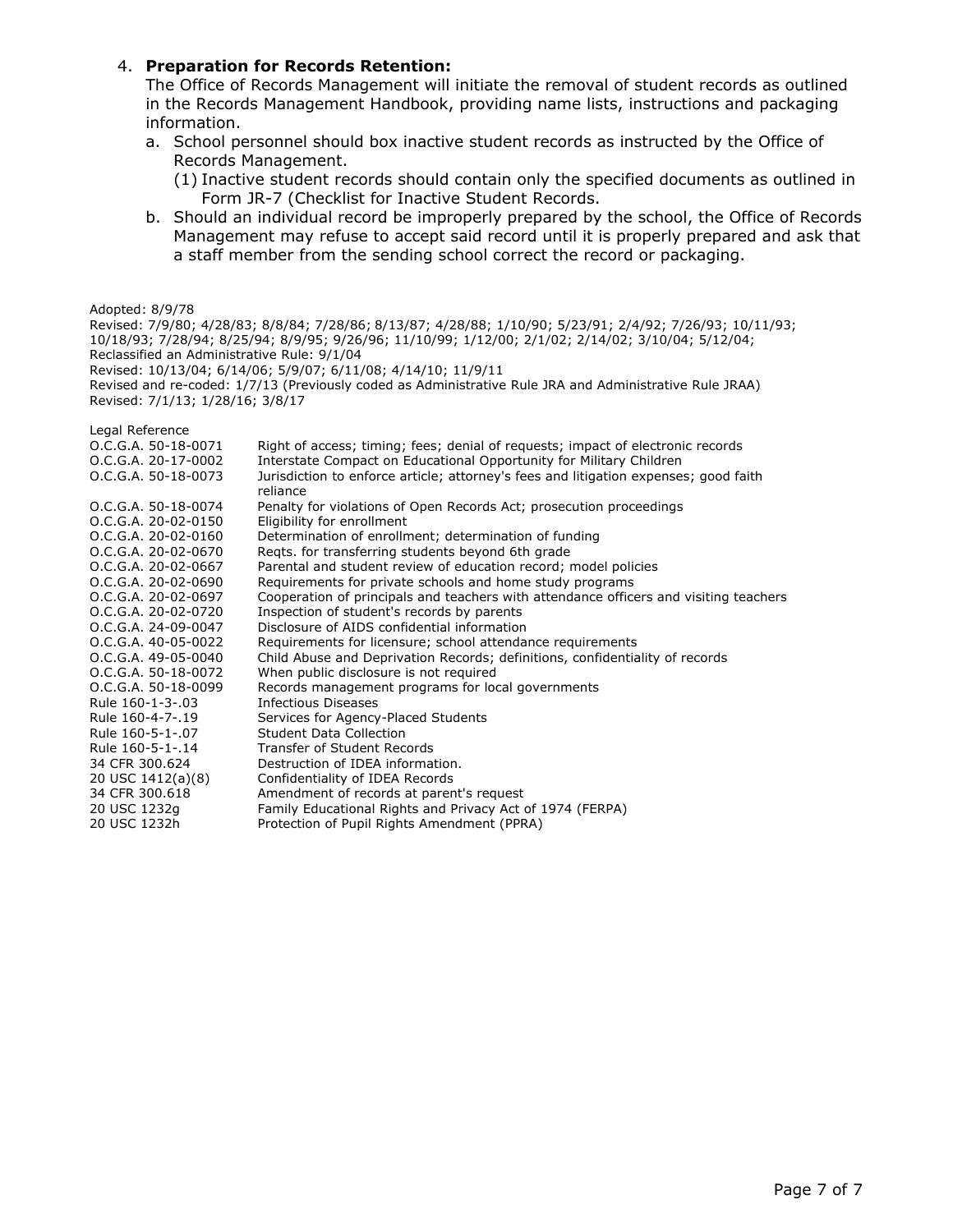4. **Preparation for Records Retention:**
   The Office of Records Management will initiate the removal of student records as outlined in the Records Management Handbook, providing name lists, instructions and packaging information.
   a. School personnel should box inactive student records as instructed by the Office of Records Management.
      (1) Inactive student records should contain only the specified documents as outlined in Form JR-7 (Checklist for Inactive Student Records.
   b. Should an individual record be improperly prepared by the school, the Office of Records Management may refuse to accept said record until it is properly prepared and ask that a staff member from the sending school correct the record or packaging.

Adopted: 8/9/78
Revised: 7/9/80; 4/28/83; 8/8/84; 7/28/86; 8/13/87; 4/28/88; 1/10/90; 5/23/91; 2/4/92; 7/26/93; 10/11/93; 10/18/93; 7/28/94; 8/25/94; 8/9/95; 9/26/96; 11/10/99; 1/12/00; 2/1/02; 2/14/02; 3/10/04; 5/12/04;
Reclassified an Administrative Rule: 9/1/04
Revised: 10/13/04; 6/14/06; 5/9/07; 6/11/08; 4/14/10; 11/9/11
Revised and re-coded: 1/7/13 (Previously coded as Administrative Rule JRA and Administrative Rule JRAA)
Revised: 7/1/13; 1/28/16; 3/8/17

Legal Reference

| | |
|---|---|
| O.C.G.A. 50-18-0071 | Right of access; timing; fees; denial of requests; impact of electronic records |
| O.C.G.A. 20-17-0002 | Interstate Compact on Educational Opportunity for Military Children |
| O.C.G.A. 50-18-0073 | Jurisdiction to enforce article; attorney's fees and litigation expenses; good faith reliance |
| O.C.G.A. 50-18-0074 | Penalty for violations of Open Records Act; prosecution proceedings |
| O.C.G.A. 20-02-0150 | Eligibility for enrollment |
| O.C.G.A. 20-02-0160 | Determination of enrollment; determination of funding |
| O.C.G.A. 20-02-0670 | Reqts. for transferring students beyond 6th grade |
| O.C.G.A. 20-02-0667 | Parental and student review of education record; model policies |
| O.C.G.A. 20-02-0690 | Requirements for private schools and home study programs |
| O.C.G.A. 20-02-0697 | Cooperation of principals and teachers with attendance officers and visiting teachers |
| O.C.G.A. 20-02-0720 | Inspection of student's records by parents |
| O.C.G.A. 24-09-0047 | Disclosure of AIDS confidential information |
| O.C.G.A. 40-05-0022 | Requirements for licensure; school attendance requirements |
| O.C.G.A. 49-05-0040 | Child Abuse and Deprivation Records; definitions, confidentiality of records |
| O.C.G.A. 50-18-0072 | When public disclosure is not required |
| O.C.G.A. 50-18-0099 | Records management programs for local governments |
| Rule 160-1-3-.03 | Infectious Diseases |
| Rule 160-4-7-.19 | Services for Agency-Placed Students |
| Rule 160-5-1-.07 | Student Data Collection |
| Rule 160-5-1-.14 | Transfer of Student Records |
| 34 CFR 300.624 | Destruction of IDEA information. |
| 20 USC 1412(a)(8) | Confidentiality of IDEA Records |
| 34 CFR 300.618 | Amendment of records at parent's request |
| 20 USC 1232g | Family Educational Rights and Privacy Act of 1974 (FERPA) |
| 20 USC 1232h | Protection of Pupil Rights Amendment (PPRA) |